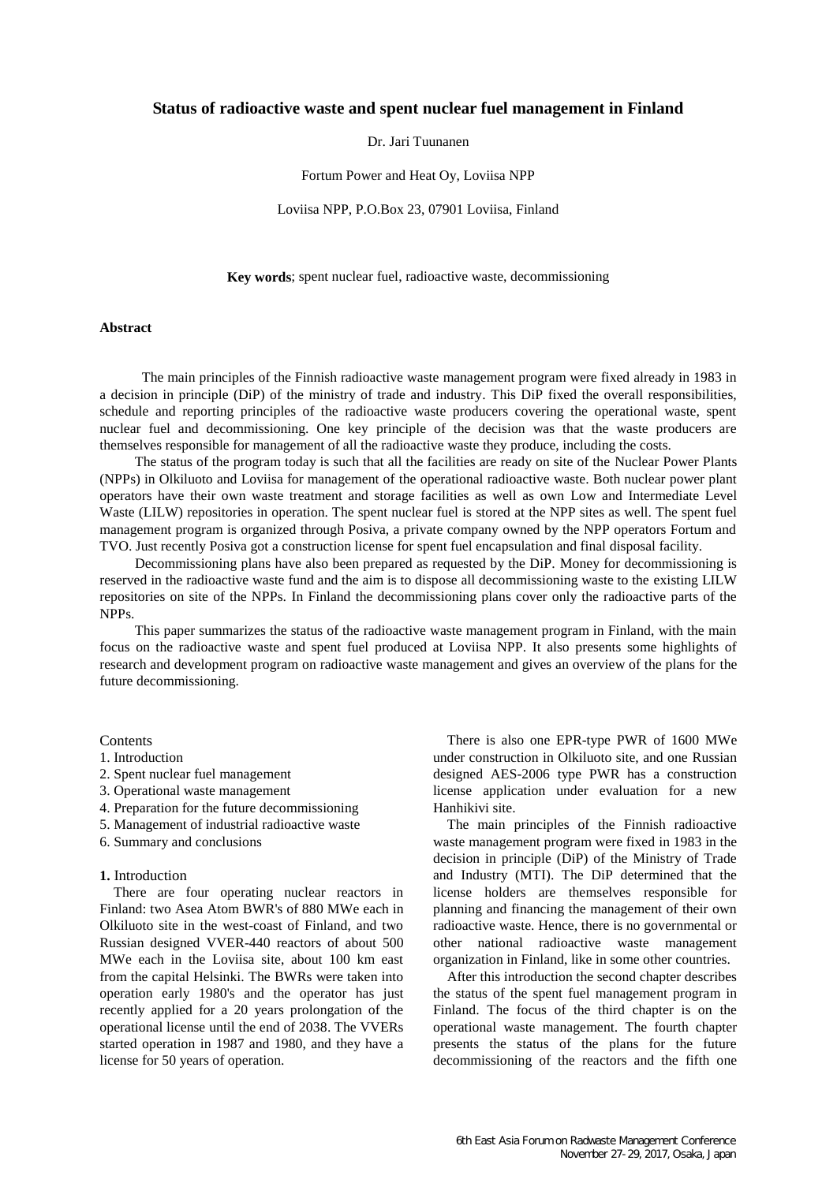# Status of radioactive waste and spent nuclear fuel management in Finland

Dr. Jari Tuunanen

Fortum Power and Heat Oy, Loviisa NPP

Loviisa NPP, P.O.Box 23, 07901 Loviisa, Finland

**Key words**; spent nuclear fuel, radioactive waste, decommissioning

### Abstract

The main principles of the Finnish radioactive waste management program were fixed already in 1983 in a decision in principle (DiP) of the ministry of trade and industry. This DiP fixed the overall responsibilities, schedule and reporting principles of the radioactive waste producers covering the operational waste, spent nuclear fuel and decommissioning. One key principle of the decision was that the waste producers are themselves responsible for management of all the radioactive waste they produce, including the costs.

The status of the program today is such that all the facilities are ready on site of the Nuclear Power Plants (NPPs) in Olkiluoto and Loviisa for management of the operational radioactive waste. Both nuclear power plant operators have their own waste treatment and storage facilities as well as own Low and Intermediate Level Waste (LILW) repositories in operation. The spent nuclear fuel is stored at the NPP sites as well. The spent fuel management program is organized through Posiva, a private company owned by the NPP operators Fortum and TVO. Just recently Posiva got a construction license for spent fuel encapsulation and final disposal facility.

Decommissioning plans have also been prepared as requested by the DiP. Money for decommissioning is reserved in the radioactive waste fund and the aim is to dispose all decommissioning waste to the existing LILW repositories on site of the NPPs. In Finland the decommissioning plans cover only the radioactive parts of the NPPs.

This paper summarizes the status of the radioactive waste management program in Finland, with the main focus on the radioactive waste and spent fuel produced at Loviisa NPP. It also presents some highlights of research and development program on radioactive waste management and gives an overview of the plans for the future decommissioning.

Contents

1. Introduction
2. Spent nuclear fuel management
3. Operational waste management
4. Preparation for the future decommissioning
5. Management of industrial radioactive waste
6. Summary and conclusions

## 1. Introduction

There are four operating nuclear reactors in Finland: two Asea Atom BWR's of 880 MWe each in Olkiluoto site in the west-coast of Finland, and two Russian designed VVER-440 reactors of about 500 MWe each in the Loviisa site, about 100 km east from the capital Helsinki. The BWRs were taken into operation early 1980's and the operator has just recently applied for a 20 years prolongation of the operational license until the end of 2038. The VVERs started operation in 1987 and 1980, and they have a license for 50 years of operation.

There is also one EPR-type PWR of 1600 MWe under construction in Olkiluoto site, and one Russian designed AES-2006 type PWR has a construction license application under evaluation for a new Hanhikivi site.

The main principles of the Finnish radioactive waste management program were fixed in 1983 in the decision in principle (DiP) of the Ministry of Trade and Industry (MTI). The DiP determined that the license holders are themselves responsible for planning and financing the management of their own radioactive waste. Hence, there is no governmental or other national radioactive waste management organization in Finland, like in some other countries.

After this introduction the second chapter describes the status of the spent fuel management program in Finland. The focus of the third chapter is on the operational waste management. The fourth chapter presents the status of the plans for the future decommissioning of the reactors and the fifth one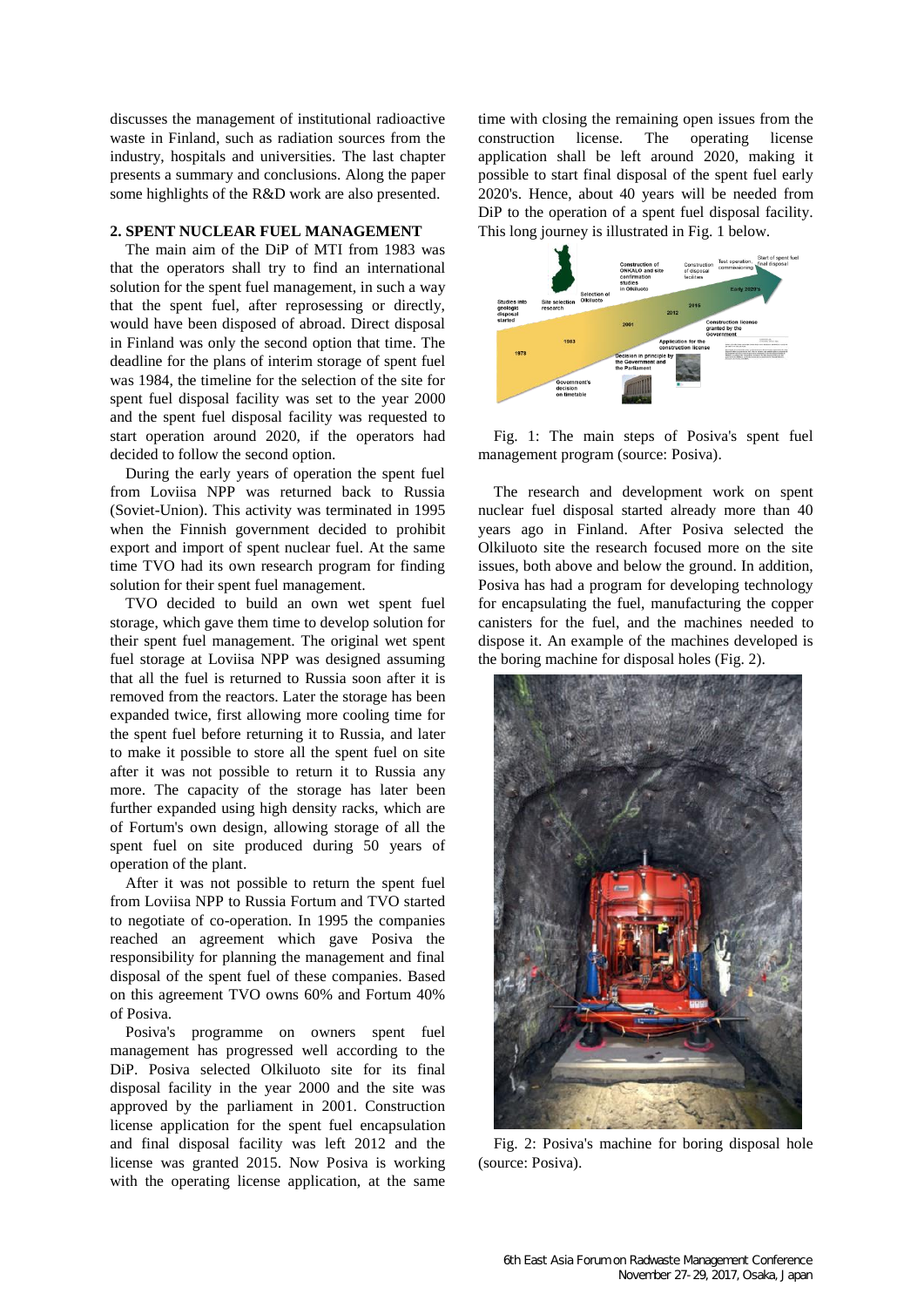discusses the management of institutional radioactive waste in Finland, such as radiation sources from the industry, hospitals and universities. The last chapter presents a summary and conclusions. Along the paper some highlights of the R&D work are also presented.

## 2. SPENT NUCLEAR FUEL MANAGEMENT

The main aim of the DiP of MTI from 1983 was that the operators shall try to find an international solution for the spent fuel management, in such a way that the spent fuel, after reprosessing or directly, would have been disposed of abroad. Direct disposal in Finland was only the second option that time. The deadline for the plans of interim storage of spent fuel was 1984, the timeline for the selection of the site for spent fuel disposal facility was set to the year 2000 and the spent fuel disposal facility was requested to start operation around 2020, if the operators had decided to follow the second option.

During the early years of operation the spent fuel from Loviisa NPP was returned back to Russia (Soviet-Union). This activity was terminated in 1995 when the Finnish government decided to prohibit export and import of spent nuclear fuel. At the same time TVO had its own research program for finding solution for their spent fuel management.

TVO decided to build an own wet spent fuel storage, which gave them time to develop solution for their spent fuel management. The original wet spent fuel storage at Loviisa NPP was designed assuming that all the fuel is returned to Russia soon after it is removed from the reactors. Later the storage has been expanded twice, first allowing more cooling time for the spent fuel before returning it to Russia, and later to make it possible to store all the spent fuel on site after it was not possible to return it to Russia any more. The capacity of the storage has later been further expanded using high density racks, which are of Fortum's own design, allowing storage of all the spent fuel on site produced during 50 years of operation of the plant.

After it was not possible to return the spent fuel from Loviisa NPP to Russia Fortum and TVO started to negotiate of co-operation. In 1995 the companies reached an agreement which gave Posiva the responsibility for planning the management and final disposal of the spent fuel of these companies. Based on this agreement TVO owns 60% and Fortum 40% of Posiva.

Posiva's programme on owners spent fuel management has progressed well according to the DiP. Posiva selected Olkiluoto site for its final disposal facility in the year 2000 and the site was approved by the parliament in 2001. Construction license application for the spent fuel encapsulation and final disposal facility was left 2012 and the license was granted 2015. Now Posiva is working with the operating license application, at the same time with closing the remaining open issues from the construction license. The operating license application shall be left around 2020, making it possible to start final disposal of the spent fuel early 2020's. Hence, about 40 years will be needed from DiP to the operation of a spent fuel disposal facility. This long journey is illustrated in Fig. 1 below.

Fig. 1: The main steps of Posiva's spent fuel management program (source: Posiva).

The research and development work on spent nuclear fuel disposal started already more than 40 years ago in Finland. After Posiva selected the Olkiluoto site the research focused more on the site issues, both above and below the ground. In addition, Posiva has had a program for developing technology for encapsulating the fuel, manufacturing the copper canisters for the fuel, and the machines needed to dispose it. An example of the machines developed is the boring machine for disposal holes (Fig. 2).

Fig. 2: Posiva's machine for boring disposal hole (source: Posiva).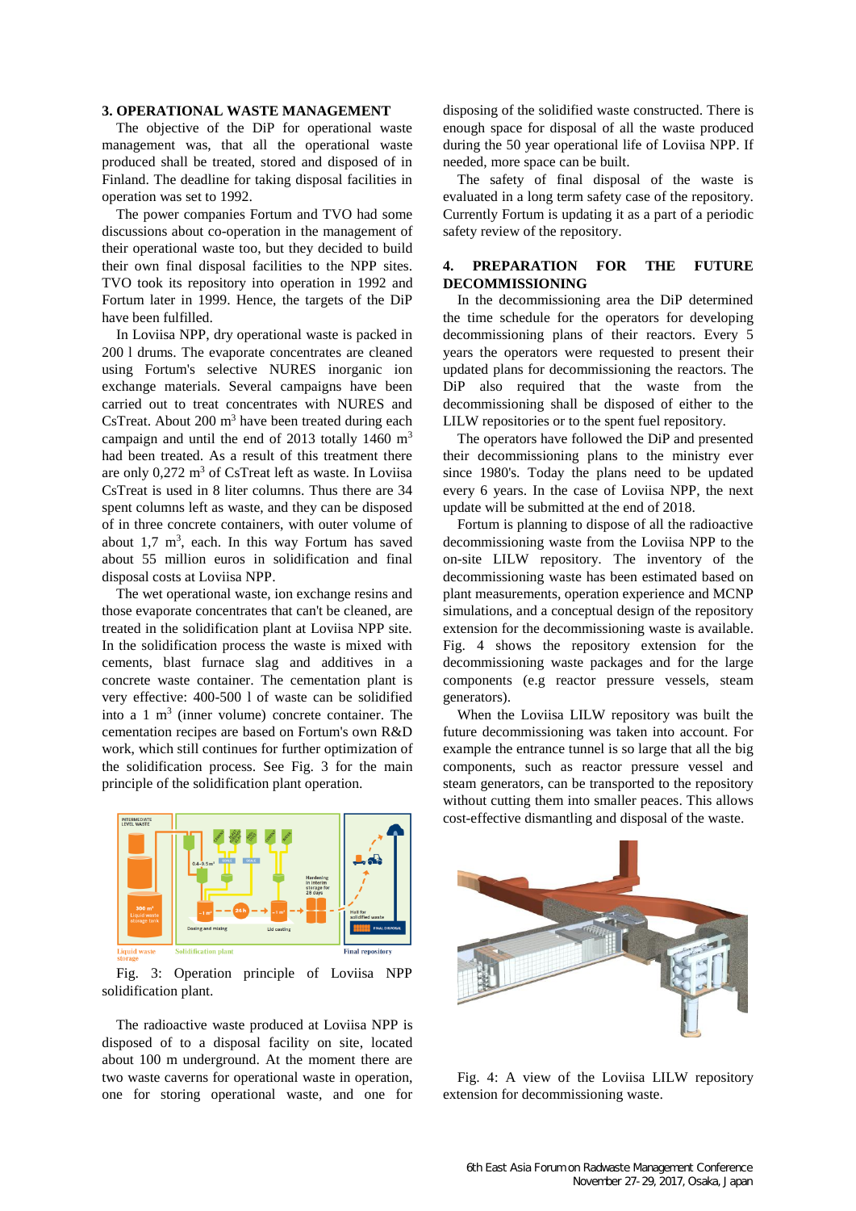## 3. OPERATIONAL WASTE MANAGEMENT

The objective of the DiP for operational waste management was, that all the operational waste produced shall be treated, stored and disposed of in Finland. The deadline for taking disposal facilities in operation was set to 1992.

The power companies Fortum and TVO had some discussions about co-operation in the management of their operational waste too, but they decided to build their own final disposal facilities to the NPP sites. TVO took its repository into operation in 1992 and Fortum later in 1999. Hence, the targets of the DiP have been fulfilled.

In Loviisa NPP, dry operational waste is packed in 200 l drums. The evaporate concentrates are cleaned using Fortum's selective NURES inorganic ion exchange materials. Several campaigns have been carried out to treat concentrates with NURES and CsTreat. About 200 $m^3$ have been treated during each campaign and until the end of 2013 totally 1460 $m^3$ had been treated. As a result of this treatment there are only 0,272 $m^3$ of CsTreat left as waste. In Loviisa CsTreat is used in 8 liter columns. Thus there are 34 spent columns left as waste, and they can be disposed of in three concrete containers, with outer volume of about 1,7 $m^3$, each. In this way Fortum has saved about 55 million euros in solidification and final disposal costs at Loviisa NPP.

The wet operational waste, ion exchange resins and those evaporate concentrates that can't be cleaned, are treated in the solidification plant at Loviisa NPP site. In the solidification process the waste is mixed with cements, blast furnace slag and additives in a concrete waste container. The cementation plant is very effective: 400-500 l of waste can be solidified into a 1 $m^3$ (inner volume) concrete container. The cementation recipes are based on Fortum's own R&D work, which still continues for further optimization of the solidification process. See Fig. 3 for the main principle of the solidification plant operation.

Fig. 3: Operation principle of Loviisa NPP solidification plant.

The radioactive waste produced at Loviisa NPP is disposed of to a disposal facility on site, located about 100 m underground. At the moment there are two waste caverns for operational waste in operation, one for storing operational waste, and one for disposing of the solidified waste constructed. There is enough space for disposal of all the waste produced during the 50 year operational life of Loviisa NPP. If needed, more space can be built.

The safety of final disposal of the waste is evaluated in a long term safety case of the repository. Currently Fortum is updating it as a part of a periodic safety review of the repository.

## 4. PREPARATION FOR THE FUTURE DECOMMISSIONING

In the decommissioning area the DiP determined the time schedule for the operators for developing decommissioning plans of their reactors. Every 5 years the operators were requested to present their updated plans for decommissioning the reactors. The DiP also required that the waste from the decommissioning shall be disposed of either to the LILW repositories or to the spent fuel repository.

The operators have followed the DiP and presented their decommissioning plans to the ministry ever since 1980's. Today the plans need to be updated every 6 years. In the case of Loviisa NPP, the next update will be submitted at the end of 2018.

Fortum is planning to dispose of all the radioactive decommissioning waste from the Loviisa NPP to the on-site LILW repository. The inventory of the decommissioning waste has been estimated based on plant measurements, operation experience and MCNP simulations, and a conceptual design of the repository extension for the decommissioning waste is available. Fig. 4 shows the repository extension for the decommissioning waste packages and for the large components (e.g reactor pressure vessels, steam generators).

When the Loviisa LILW repository was built the future decommissioning was taken into account. For example the entrance tunnel is so large that all the big components, such as reactor pressure vessel and steam generators, can be transported to the repository without cutting them into smaller peaces. This allows cost-effective dismantling and disposal of the waste.

Fig. 4: A view of the Loviisa LILW repository extension for decommissioning waste.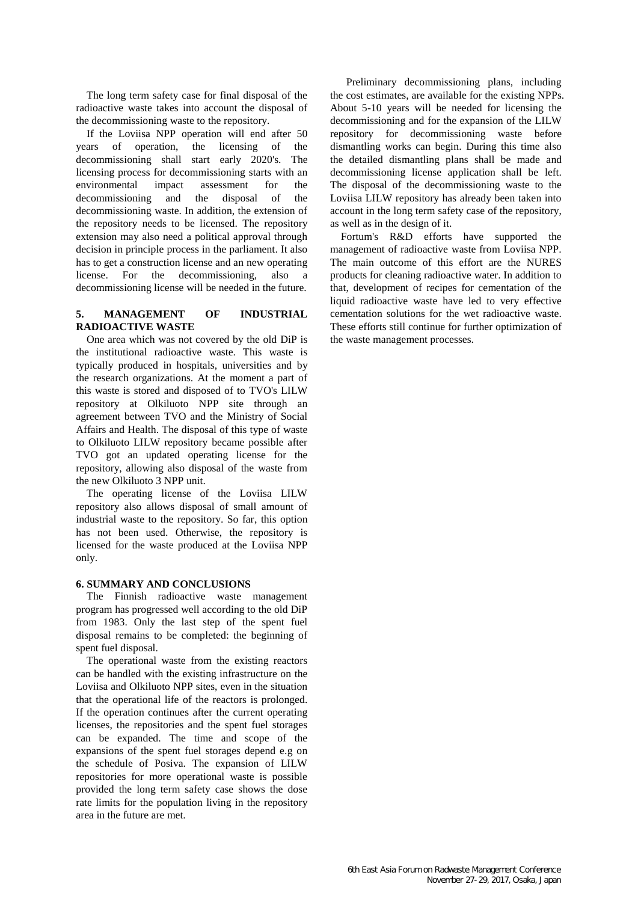The long term safety case for final disposal of the radioactive waste takes into account the disposal of the decommissioning waste to the repository.

If the Loviisa NPP operation will end after 50 years of operation, the licensing of the decommissioning shall start early 2020's. The licensing process for decommissioning starts with an environmental impact assessment for the decommissioning and the disposal of the decommissioning waste. In addition, the extension of the repository needs to be licensed. The repository extension may also need a political approval through decision in principle process in the parliament. It also has to get a construction license and an new operating license. For the decommissioning, also a decommissioning license will be needed in the future.

## 5. MANAGEMENT OF INDUSTRIAL RADIOACTIVE WASTE

One area which was not covered by the old DiP is the institutional radioactive waste. This waste is typically produced in hospitals, universities and by the research organizations. At the moment a part of this waste is stored and disposed of to TVO's LILW repository at Olkiluoto NPP site through an agreement between TVO and the Ministry of Social Affairs and Health. The disposal of this type of waste to Olkiluoto LILW repository became possible after TVO got an updated operating license for the repository, allowing also disposal of the waste from the new Olkiluoto 3 NPP unit.

The operating license of the Loviisa LILW repository also allows disposal of small amount of industrial waste to the repository. So far, this option has not been used. Otherwise, the repository is licensed for the waste produced at the Loviisa NPP only.

## 6. SUMMARY AND CONCLUSIONS

The Finnish radioactive waste management program has progressed well according to the old DiP from 1983. Only the last step of the spent fuel disposal remains to be completed: the beginning of spent fuel disposal.

The operational waste from the existing reactors can be handled with the existing infrastructure on the Loviisa and Olkiluoto NPP sites, even in the situation that the operational life of the reactors is prolonged. If the operation continues after the current operating licenses, the repositories and the spent fuel storages can be expanded. The time and scope of the expansions of the spent fuel storages depend e.g on the schedule of Posiva. The expansion of LILW repositories for more operational waste is possible provided the long term safety case shows the dose rate limits for the population living in the repository area in the future are met.

Preliminary decommissioning plans, including the cost estimates, are available for the existing NPPs. About 5-10 years will be needed for licensing the decommissioning and for the expansion of the LILW repository for decommissioning waste before dismantling works can begin. During this time also the detailed dismantling plans shall be made and decommissioning license application shall be left. The disposal of the decommissioning waste to the Loviisa LILW repository has already been taken into account in the long term safety case of the repository, as well as in the design of it.

Fortum's R&D efforts have supported the management of radioactive waste from Loviisa NPP. The main outcome of this effort are the NURES products for cleaning radioactive water. In addition to that, development of recipes for cementation of the liquid radioactive waste have led to very effective cementation solutions for the wet radioactive waste. These efforts still continue for further optimization of the waste management processes.